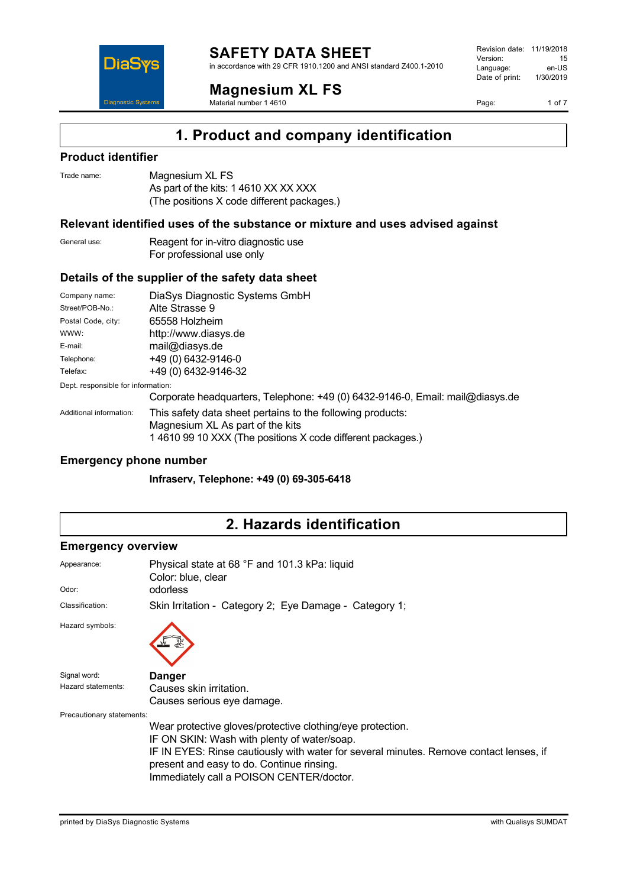# SAFETY DATA SHEET

in accordance with 29 CFR 1910.1200 and ANSI standard Z400.1-2010

Revision date: 11/19/2018
Version: 15
Language: en-US
Date of print: 1/30/2019

## Magnesium XL FS

Material number 1 4610

# 1. Product and company identification

### Product identifier

Trade name: Magnesium XL FS
As part of the kits: 1 4610 XX XX XXX
(The positions X code different packages.)

### Relevant identified uses of the substance or mixture and uses advised against

General use: Reagent for in-vitro diagnostic use
For professional use only

### Details of the supplier of the safety data sheet

Company name: DiaSys Diagnostic Systems GmbH
Street/POB-No.: Alte Strasse 9
Postal Code, city: 65558 Holzheim
WWW: http://www.diasys.de
E-mail: mail@diasys.de
Telephone: +49 (0) 6432-9146-0
Telefax: +49 (0) 6432-9146-32

Dept. responsible for information:
Corporate headquarters, Telephone: +49 (0) 6432-9146-0, Email: mail@diasys.de

Additional information: This safety data sheet pertains to the following products:
Magnesium XL As part of the kits
1 4610 99 10 XXX (The positions X code different packages.)

### Emergency phone number

**Infraserv, Telephone: +49 (0) 69-305-6418**

# 2. Hazards identification

### Emergency overview

Appearance: Physical state at 68 °F and 101.3 kPa: liquid
Color: blue, clear

Odor: odorless

Classification: Skin Irritation - Category 2; Eye Damage - Category 1;

Hazard symbols:

Signal word: **Danger**

Hazard statements: Causes skin irritation.
Causes serious eye damage.

Precautionary statements:
Wear protective gloves/protective clothing/eye protection.
IF ON SKIN: Wash with plenty of water/soap.
IF IN EYES: Rinse cautiously with water for several minutes. Remove contact lenses, if present and easy to do. Continue rinsing.
Immediately call a POISON CENTER/doctor.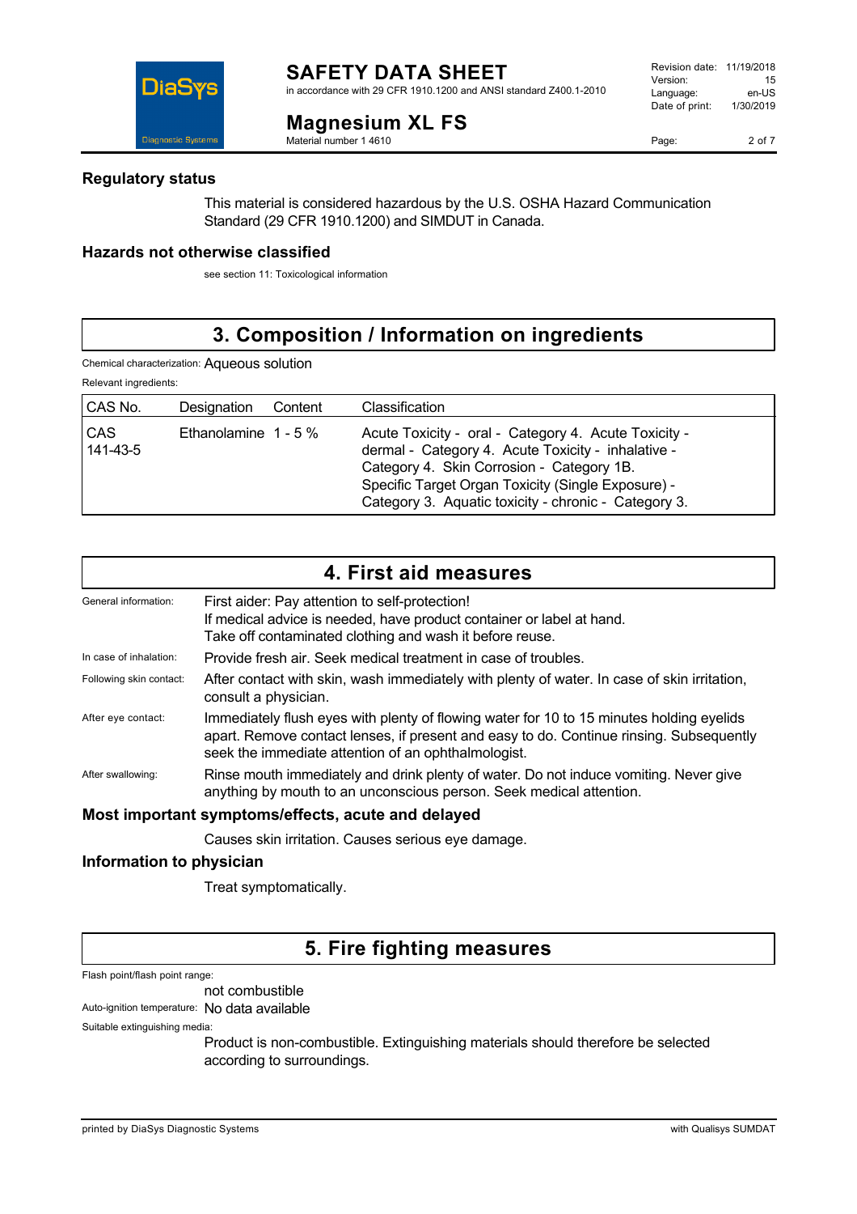## Regulatory status

This material is considered hazardous by the U.S. OSHA Hazard Communication Standard (29 CFR 1910.1200) and SIMDUT in Canada.

## Hazards not otherwise classified

see section 11: Toxicological information

# 3. Composition / Information on ingredients

Chemical characterization: Aqueous solution

Relevant ingredients:

| CAS No. | Designation | Content | Classification |
|---|---|---|---|
| CAS 141-43-5 | Ethanolamine | 1 - 5 % | Acute Toxicity - oral - Category 4. Acute Toxicity - dermal - Category 4. Acute Toxicity - inhalative - Category 4. Skin Corrosion - Category 1B. Specific Target Organ Toxicity (Single Exposure) - Category 3. Aquatic toxicity - chronic - Category 3. |

# 4. First aid measures

General information: First aider: Pay attention to self-protection!
If medical advice is needed, have product container or label at hand.
Take off contaminated clothing and wash it before reuse.

In case of inhalation: Provide fresh air. Seek medical treatment in case of troubles.

Following skin contact: After contact with skin, wash immediately with plenty of water. In case of skin irritation, consult a physician.

After eye contact: Immediately flush eyes with plenty of flowing water for 10 to 15 minutes holding eyelids apart. Remove contact lenses, if present and easy to do. Continue rinsing. Subsequently seek the immediate attention of an ophthalmologist.

After swallowing: Rinse mouth immediately and drink plenty of water. Do not induce vomiting. Never give anything by mouth to an unconscious person. Seek medical attention.

## Most important symptoms/effects, acute and delayed

Causes skin irritation. Causes serious eye damage.

## Information to physician

Treat symptomatically.

# 5. Fire fighting measures

Flash point/flash point range:

not combustible

Auto-ignition temperature: No data available

Suitable extinguishing media:

Product is non-combustible. Extinguishing materials should therefore be selected according to surroundings.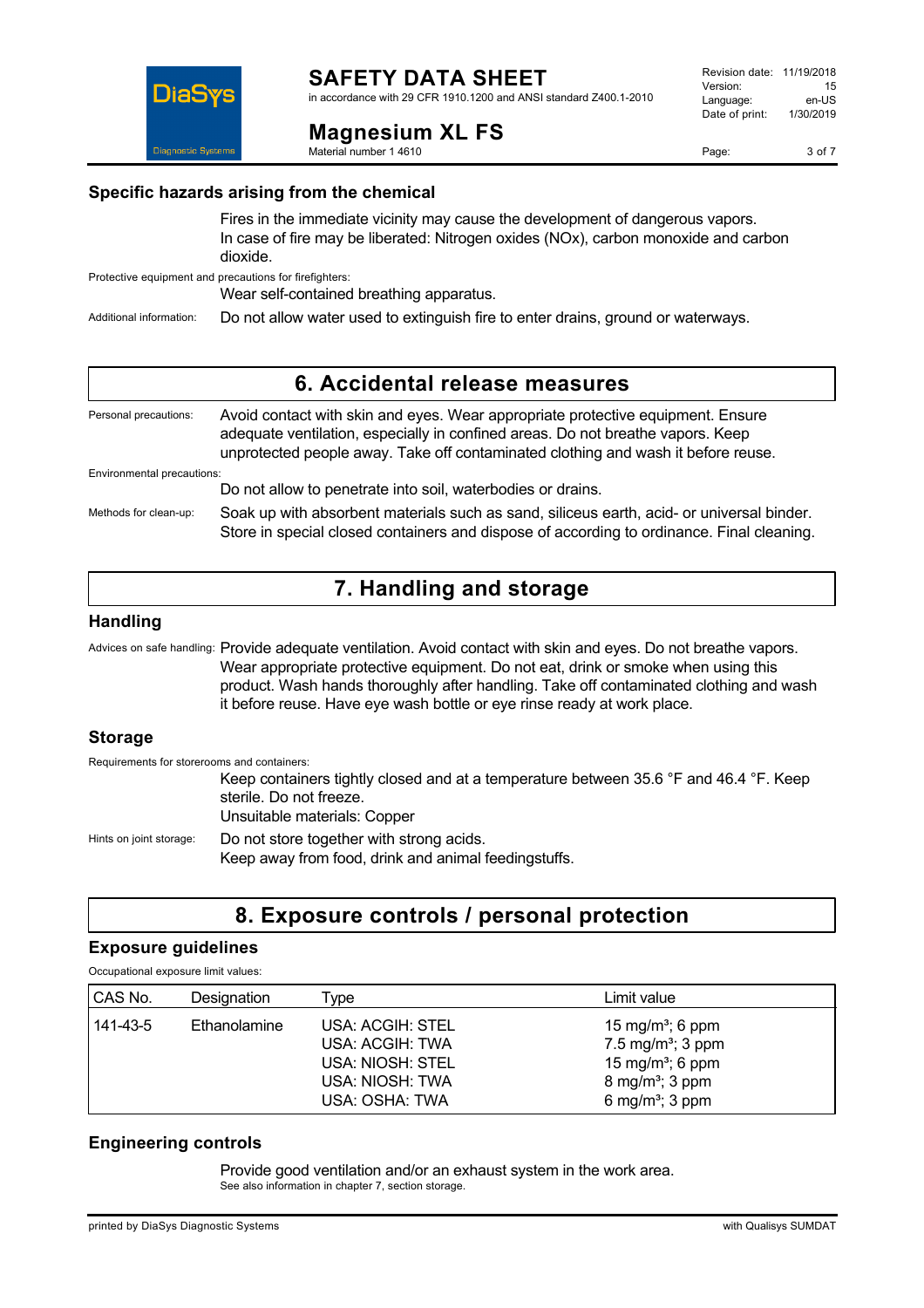### Specific hazards arising from the chemical

Fires in the immediate vicinity may cause the development of dangerous vapors.
In case of fire may be liberated: Nitrogen oxides (NOx), carbon monoxide and carbon dioxide.

Protective equipment and precautions for firefighters:

Wear self-contained breathing apparatus.

Additional information: Do not allow water used to extinguish fire to enter drains, ground or waterways.

## 6. Accidental release measures

Personal precautions: Avoid contact with skin and eyes. Wear appropriate protective equipment. Ensure adequate ventilation, especially in confined areas. Do not breathe vapors. Keep unprotected people away. Take off contaminated clothing and wash it before reuse.

Environmental precautions:

Do not allow to penetrate into soil, waterbodies or drains.

Methods for clean-up: Soak up with absorbent materials such as sand, siliceous earth, acid- or universal binder. Store in special closed containers and dispose of according to ordinance. Final cleaning.

## 7. Handling and storage

### Handling

Advices on safe handling: Provide adequate ventilation. Avoid contact with skin and eyes. Do not breathe vapors. Wear appropriate protective equipment. Do not eat, drink or smoke when using this product. Wash hands thoroughly after handling. Take off contaminated clothing and wash it before reuse. Have eye wash bottle or eye rinse ready at work place.

### Storage

Requirements for storerooms and containers:

Keep containers tightly closed and at a temperature between 35.6 °F and 46.4 °F. Keep sterile. Do not freeze.
Unsuitable materials: Copper

Hints on joint storage: Do not store together with strong acids.
Keep away from food, drink and animal feedingstuffs.

## 8. Exposure controls / personal protection

### Exposure guidelines

Occupational exposure limit values:

| CAS No. | Designation | Type | Limit value |
|---|---|---|---|
| 141-43-5 | Ethanolamine | USA: ACGIH: STEL | 15 mg/m³; 6 ppm |
| | | USA: ACGIH: TWA | 7.5 mg/m³; 3 ppm |
| | | USA: NIOSH: STEL | 15 mg/m³; 6 ppm |
| | | USA: NIOSH: TWA | 8 mg/m³; 3 ppm |
| | | USA: OSHA: TWA | 6 mg/m³; 3 ppm |

### Engineering controls

Provide good ventilation and/or an exhaust system in the work area.
See also information in chapter 7, section storage.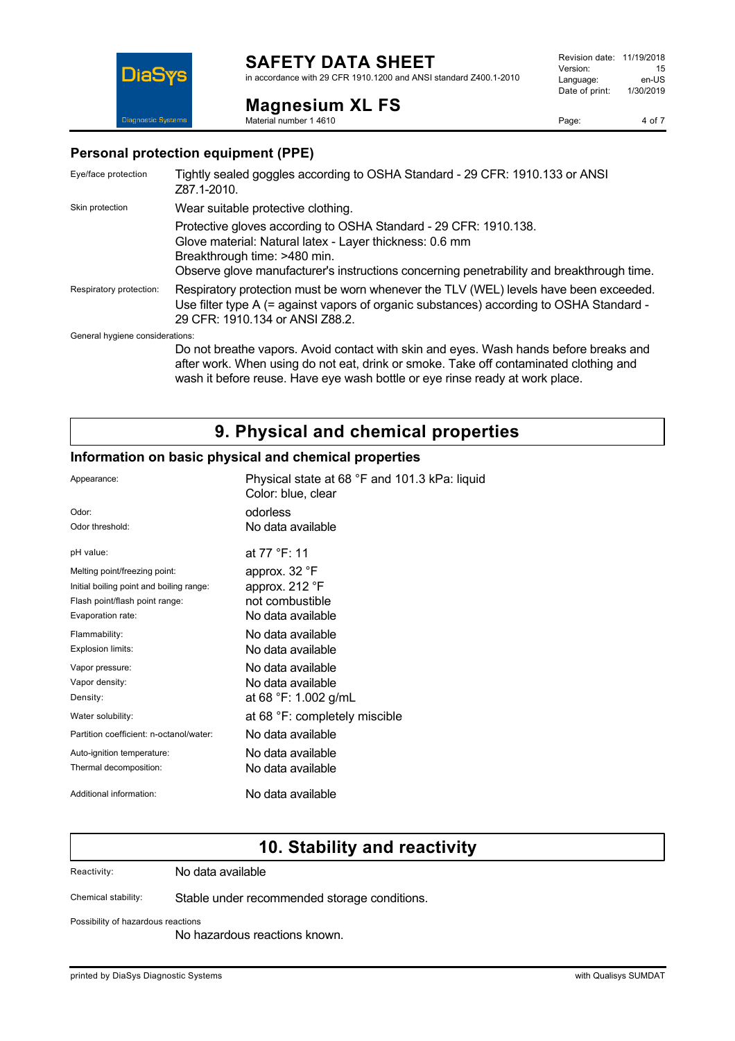### Personal protection equipment (PPE)

| | |
|---|---|
| Eye/face protection | Tightly sealed goggles according to OSHA Standard - 29 CFR: 1910.133 or ANSI Z87.1-2010. |
| Skin protection | Wear suitable protective clothing.<br>Protective gloves according to OSHA Standard - 29 CFR: 1910.138.<br>Glove material: Natural latex - Layer thickness: 0.6 mm<br>Breakthrough time: >480 min.<br>Observe glove manufacturer's instructions concerning penetrability and breakthrough time. |
| Respiratory protection: | Respiratory protection must be worn whenever the TLV (WEL) levels have been exceeded. Use filter type A (= against vapors of organic substances) according to OSHA Standard - 29 CFR: 1910.134 or ANSI Z88.2. |

General hygiene considerations:

Do not breathe vapors. Avoid contact with skin and eyes. Wash hands before breaks and after work. When using do not eat, drink or smoke. Take off contaminated clothing and wash it before reuse. Have eye wash bottle or eye rinse ready at work place.

# 9. Physical and chemical properties

### Information on basic physical and chemical properties

| | |
|---|---|
| Appearance: | Physical state at 68 °F and 101.3 kPa: liquid<br>Color: blue, clear |
| Odor: | odorless |
| Odor threshold: | No data available |
| pH value: | at 77 °F: 11 |
| Melting point/freezing point: | approx. 32 °F |
| Initial boiling point and boiling range: | approx. 212 °F |
| Flash point/flash point range: | not combustible |
| Evaporation rate: | No data available |
| Flammability: | No data available |
| Explosion limits: | No data available |
| Vapor pressure: | No data available |
| Vapor density: | No data available |
| Density: | at 68 °F: 1.002 g/mL |
| Water solubility: | at 68 °F: completely miscible |
| Partition coefficient: n-octanol/water: | No data available |
| Auto-ignition temperature: | No data available |
| Thermal decomposition: | No data available |
| Additional information: | No data available |

# 10. Stability and reactivity

| | |
|---|---|
| Reactivity: | No data available |
| Chemical stability: | Stable under recommended storage conditions. |

Possibility of hazardous reactions

No hazardous reactions known.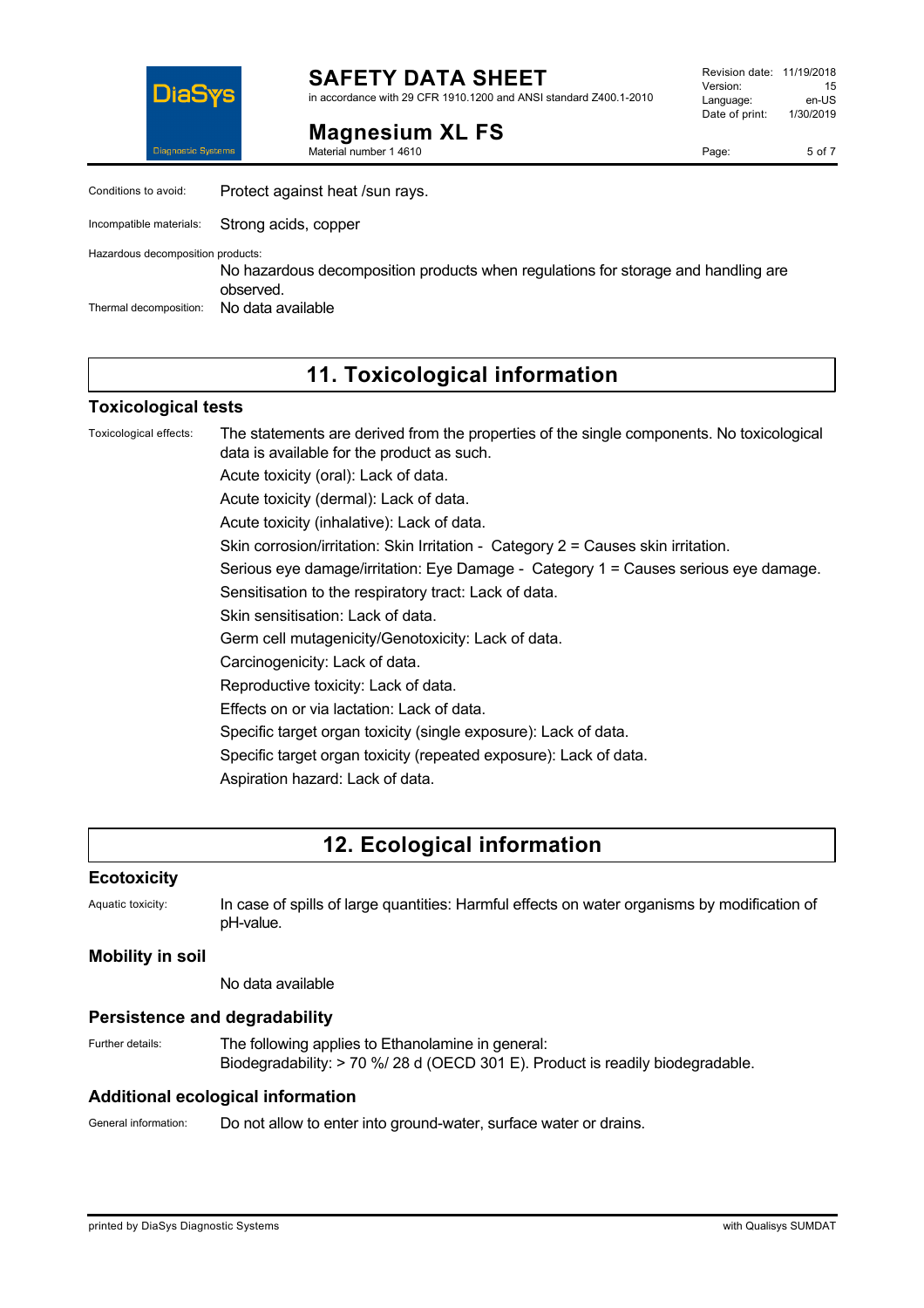Conditions to avoid: Protect against heat /sun rays.

Incompatible materials: Strong acids, copper

Hazardous decomposition products:
No hazardous decomposition products when regulations for storage and handling are observed.

Thermal decomposition: No data available

## 11. Toxicological information

### Toxicological tests

Toxicological effects: The statements are derived from the properties of the single components. No toxicological data is available for the product as such.

Acute toxicity (oral): Lack of data.

Acute toxicity (dermal): Lack of data.

Acute toxicity (inhalative): Lack of data.

Skin corrosion/irritation: Skin Irritation - Category 2 = Causes skin irritation.

Serious eye damage/irritation: Eye Damage - Category 1 = Causes serious eye damage.

Sensitisation to the respiratory tract: Lack of data.

Skin sensitisation: Lack of data.

Germ cell mutagenicity/Genotoxicity: Lack of data.

Carcinogenicity: Lack of data.

Reproductive toxicity: Lack of data.

Effects on or via lactation: Lack of data.

Specific target organ toxicity (single exposure): Lack of data.

Specific target organ toxicity (repeated exposure): Lack of data.

Aspiration hazard: Lack of data.

## 12. Ecological information

### Ecotoxicity

Aquatic toxicity: In case of spills of large quantities: Harmful effects on water organisms by modification of pH-value.

### Mobility in soil

No data available

### Persistence and degradability

Further details: The following applies to Ethanolamine in general:
Biodegradability: > 70 %/ 28 d (OECD 301 E). Product is readily biodegradable.

### Additional ecological information

General information: Do not allow to enter into ground-water, surface water or drains.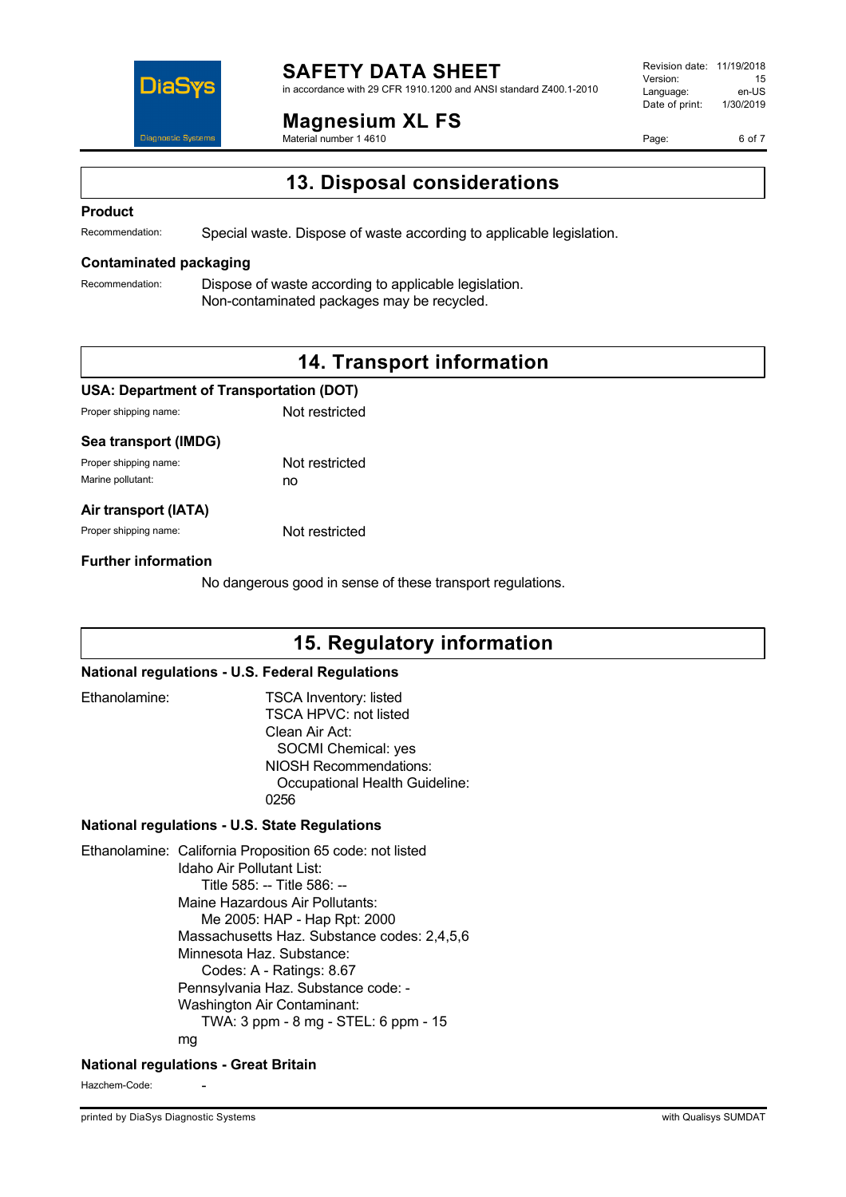## 13. Disposal considerations

### Product

Recommendation: Special waste. Dispose of waste according to applicable legislation.

### Contaminated packaging

Recommendation: Dispose of waste according to applicable legislation.
Non-contaminated packages may be recycled.

## 14. Transport information

### USA: Department of Transportation (DOT)

Proper shipping name: Not restricted

### Sea transport (IMDG)

Proper shipping name: Not restricted
Marine pollutant: no

### Air transport (IATA)

Proper shipping name: Not restricted

### Further information

No dangerous good in sense of these transport regulations.

## 15. Regulatory information

### National regulations - U.S. Federal Regulations

Ethanolamine:
TSCA Inventory: listed
TSCA HPVC: not listed
Clean Air Act:
  SOCMI Chemical: yes
NIOSH Recommendations:
  Occupational Health Guideline: 0256

### National regulations - U.S. State Regulations

Ethanolamine: California Proposition 65 code: not listed
Idaho Air Pollutant List:
  Title 585: -- Title 586: --
Maine Hazardous Air Pollutants:
  Me 2005: HAP - Hap Rpt: 2000
Massachusetts Haz. Substance codes: 2,4,5,6
Minnesota Haz. Substance:
  Codes: A - Ratings: 8.67
Pennsylvania Haz. Substance code: -
Washington Air Contaminant:
  TWA: 3 ppm - 8 mg - STEL: 6 ppm - 15 mg

### National regulations - Great Britain

Hazchem-Code: -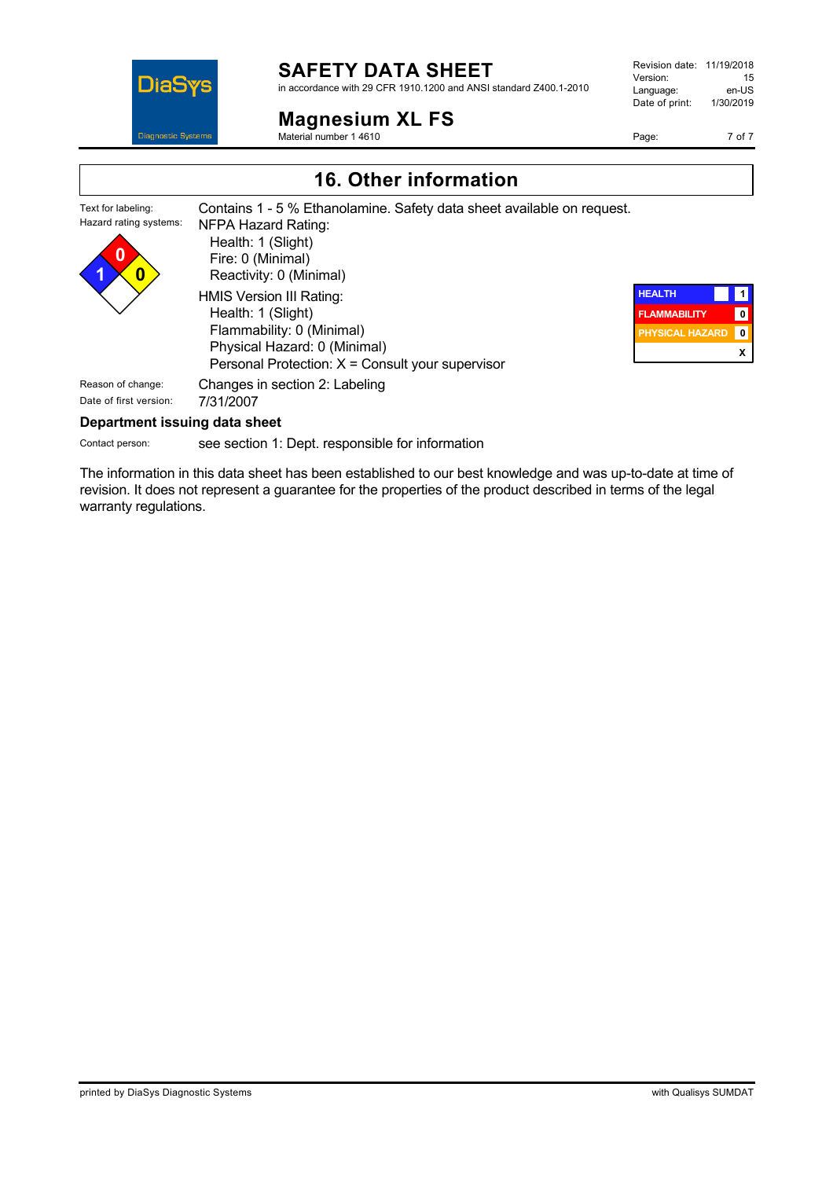## 16. Other information

Text for labeling: Contains 1 - 5 % Ethanolamine. Safety data sheet available on request.

Hazard rating systems:

NFPA Hazard Rating:
- Health: 1 (Slight)
- Fire: 0 (Minimal)
- Reactivity: 0 (Minimal)

HMIS Version III Rating:
- Health: 1 (Slight)
- Flammability: 0 (Minimal)
- Physical Hazard: 0 (Minimal)
- Personal Protection: X = Consult your supervisor

| | |
|---|---|
| HEALTH | 1 |
| FLAMMABILITY | 0 |
| PHYSICAL HAZARD | 0 |
| | X |

Reason of change: Changes in section 2: Labeling

Date of first version: 7/31/2007

### Department issuing data sheet

Contact person: see section 1: Dept. responsible for information

The information in this data sheet has been established to our best knowledge and was up-to-date at time of revision. It does not represent a guarantee for the properties of the product described in terms of the legal warranty regulations.